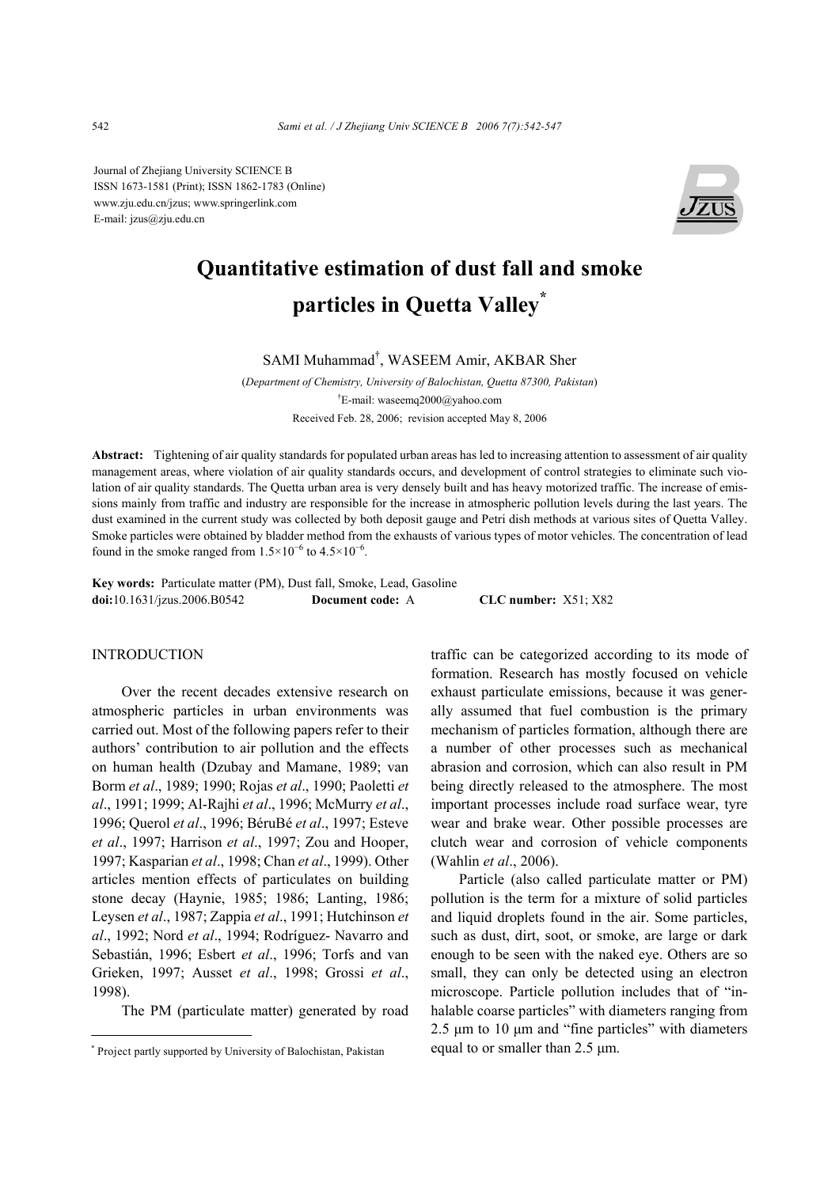Journal of Zhejiang University SCIENCE B
ISSN 1673-1581 (Print); ISSN 1862-1783 (Online)
www.zju.edu.cn/jzus; www.springerlink.com
E-mail: jzus@zju.edu.cn

# Quantitative estimation of dust fall and smoke particles in Quetta Valley*

SAMI Muhammad†, WASEEM Amir, AKBAR Sher

(*Department of Chemistry, University of Balochistan, Quetta 87300, Pakistan*)

†E-mail: waseemq2000@yahoo.com

Received Feb. 28, 2006; revision accepted May 8, 2006

**Abstract:** Tightening of air quality standards for populated urban areas has led to increasing attention to assessment of air quality management areas, where violation of air quality standards occurs, and development of control strategies to eliminate such violation of air quality standards. The Quetta urban area is very densely built and has heavy motorized traffic. The increase of emissions mainly from traffic and industry are responsible for the increase in atmospheric pollution levels during the last years. The dust examined in the current study was collected by both deposit gauge and Petri dish methods at various sites of Quetta Valley. Smoke particles were obtained by bladder method from the exhausts of various types of motor vehicles. The concentration of lead found in the smoke ranged from $1.5\times10^{-6}$ to $4.5\times10^{-6}$.

**Key words:** Particulate matter (PM), Dust fall, Smoke, Lead, Gasoline

**doi:**10.1631/jzus.2006.B0542 **Document code:** A **CLC number:** X51; X82

## INTRODUCTION

Over the recent decades extensive research on atmospheric particles in urban environments was carried out. Most of the following papers refer to their authors' contribution to air pollution and the effects on human health (Dzubay and Mamane, 1989; van Borm *et al*., 1989; 1990; Rojas *et al*., 1990; Paoletti *et al*., 1991; 1999; Al-Rajhi *et al*., 1996; McMurry *et al*., 1996; Querol *et al*., 1996; BéruBé *et al*., 1997; Esteve *et al*., 1997; Harrison *et al*., 1997; Zou and Hooper, 1997; Kasparian *et al*., 1998; Chan *et al*., 1999). Other articles mention effects of particulates on building stone decay (Haynie, 1985; 1986; Lanting, 1986; Leysen *et al*., 1987; Zappia *et al*., 1991; Hutchinson *et al*., 1992; Nord *et al*., 1994; Rodríguez- Navarro and Sebastián, 1996; Esbert *et al*., 1996; Torfs and van Grieken, 1997; Ausset *et al*., 1998; Grossi *et al*., 1998).

The PM (particulate matter) generated by road traffic can be categorized according to its mode of formation. Research has mostly focused on vehicle exhaust particulate emissions, because it was generally assumed that fuel combustion is the primary mechanism of particles formation, although there are a number of other processes such as mechanical abrasion and corrosion, which can also result in PM being directly released to the atmosphere. The most important processes include road surface wear, tyre wear and brake wear. Other possible processes are clutch wear and corrosion of vehicle components (Wahlin *et al*., 2006).

Particle (also called particulate matter or PM) pollution is the term for a mixture of solid particles and liquid droplets found in the air. Some particles, such as dust, dirt, soot, or smoke, are large or dark enough to be seen with the naked eye. Others are so small, they can only be detected using an electron microscope. Particle pollution includes that of "inhalable coarse particles" with diameters ranging from 2.5 μm to 10 μm and "fine particles" with diameters equal to or smaller than 2.5 μm.

* Project partly supported by University of Balochistan, Pakistan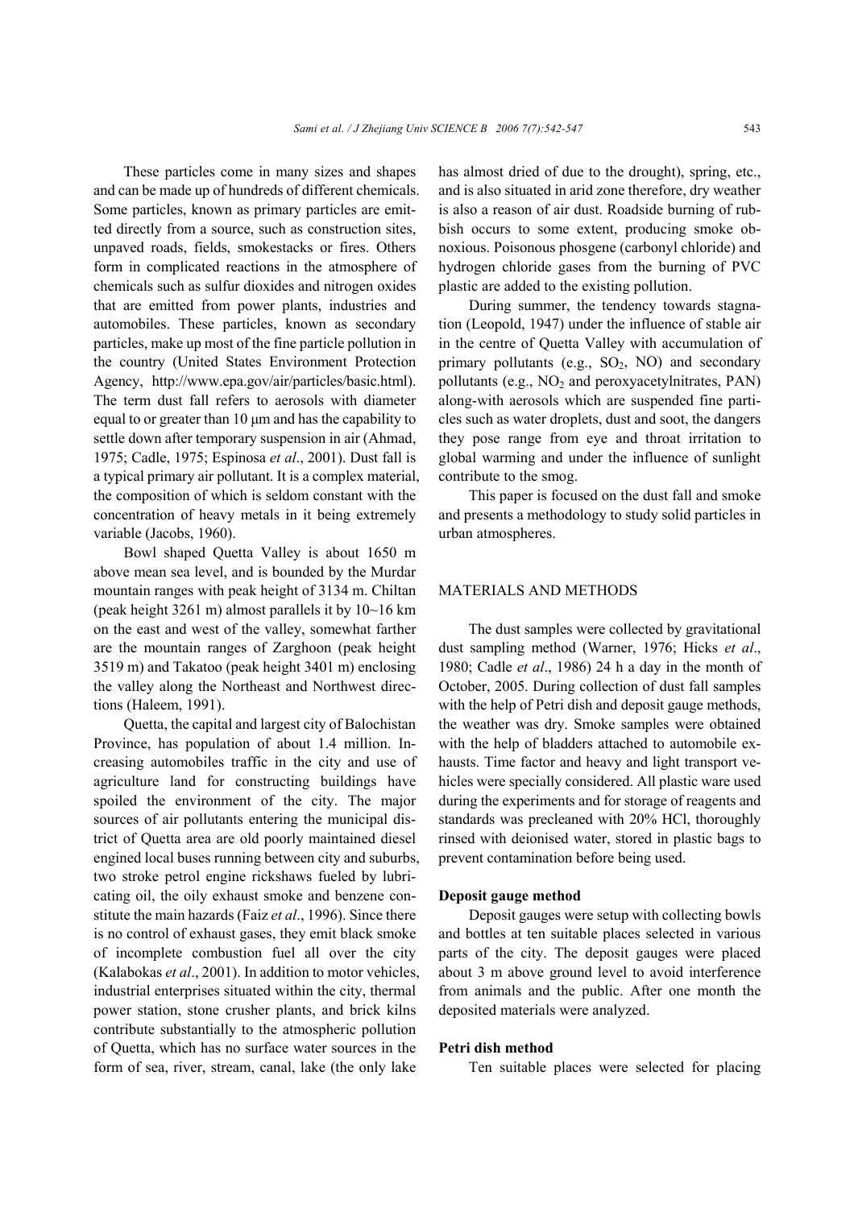These particles come in many sizes and shapes and can be made up of hundreds of different chemicals. Some particles, known as primary particles are emitted directly from a source, such as construction sites, unpaved roads, fields, smokestacks or fires. Others form in complicated reactions in the atmosphere of chemicals such as sulfur dioxides and nitrogen oxides that are emitted from power plants, industries and automobiles. These particles, known as secondary particles, make up most of the fine particle pollution in the country (United States Environment Protection Agency, http://www.epa.gov/air/particles/basic.html). The term dust fall refers to aerosols with diameter equal to or greater than 10 μm and has the capability to settle down after temporary suspension in air (Ahmad, 1975; Cadle, 1975; Espinosa *et al*., 2001). Dust fall is a typical primary air pollutant. It is a complex material, the composition of which is seldom constant with the concentration of heavy metals in it being extremely variable (Jacobs, 1960).

Bowl shaped Quetta Valley is about 1650 m above mean sea level, and is bounded by the Murdar mountain ranges with peak height of 3134 m. Chiltan (peak height 3261 m) almost parallels it by 10~16 km on the east and west of the valley, somewhat farther are the mountain ranges of Zarghoon (peak height 3519 m) and Takatoo (peak height 3401 m) enclosing the valley along the Northeast and Northwest directions (Haleem, 1991).

Quetta, the capital and largest city of Balochistan Province, has population of about 1.4 million. Increasing automobiles traffic in the city and use of agriculture land for constructing buildings have spoiled the environment of the city. The major sources of air pollutants entering the municipal district of Quetta area are old poorly maintained diesel engined local buses running between city and suburbs, two stroke petrol engine rickshaws fueled by lubricating oil, the oily exhaust smoke and benzene constitute the main hazards (Faiz *et al*., 1996). Since there is no control of exhaust gases, they emit black smoke of incomplete combustion fuel all over the city (Kalabokas *et al*., 2001). In addition to motor vehicles, industrial enterprises situated within the city, thermal power station, stone crusher plants, and brick kilns contribute substantially to the atmospheric pollution of Quetta, which has no surface water sources in the form of sea, river, stream, canal, lake (the only lake has almost dried of due to the drought), spring, etc., and is also situated in arid zone therefore, dry weather is also a reason of air dust. Roadside burning of rubbish occurs to some extent, producing smoke obnoxious. Poisonous phosgene (carbonyl chloride) and hydrogen chloride gases from the burning of PVC plastic are added to the existing pollution.

During summer, the tendency towards stagnation (Leopold, 1947) under the influence of stable air in the centre of Quetta Valley with accumulation of primary pollutants (e.g., $SO_2$, NO) and secondary pollutants (e.g., $NO_2$ and peroxyacetylnitrates, PAN) along-with aerosols which are suspended fine particles such as water droplets, dust and soot, the dangers they pose range from eye and throat irritation to global warming and under the influence of sunlight contribute to the smog.

This paper is focused on the dust fall and smoke and presents a methodology to study solid particles in urban atmospheres.

## MATERIALS AND METHODS

The dust samples were collected by gravitational dust sampling method (Warner, 1976; Hicks *et al*., 1980; Cadle *et al*., 1986) 24 h a day in the month of October, 2005. During collection of dust fall samples with the help of Petri dish and deposit gauge methods, the weather was dry. Smoke samples were obtained with the help of bladders attached to automobile exhausts. Time factor and heavy and light transport vehicles were specially considered. All plastic ware used during the experiments and for storage of reagents and standards was precleaned with 20% HCl, thoroughly rinsed with deionised water, stored in plastic bags to prevent contamination before being used.

### Deposit gauge method

Deposit gauges were setup with collecting bowls and bottles at ten suitable places selected in various parts of the city. The deposit gauges were placed about 3 m above ground level to avoid interference from animals and the public. After one month the deposited materials were analyzed.

### Petri dish method

Ten suitable places were selected for placing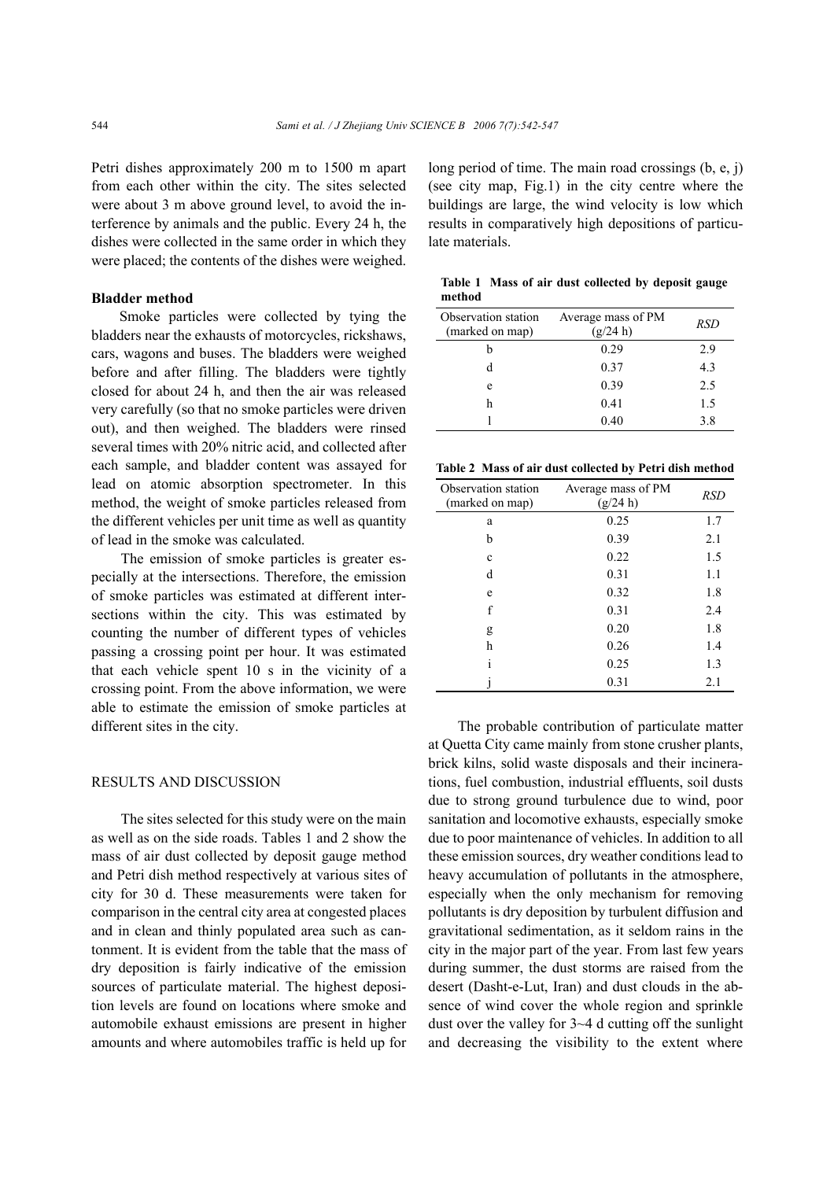Petri dishes approximately 200 m to 1500 m apart from each other within the city. The sites selected were about 3 m above ground level, to avoid the interference by animals and the public. Every 24 h, the dishes were collected in the same order in which they were placed; the contents of the dishes were weighed.

### Bladder method

Smoke particles were collected by tying the bladders near the exhausts of motorcycles, rickshaws, cars, wagons and buses. The bladders were weighed before and after filling. The bladders were tightly closed for about 24 h, and then the air was released very carefully (so that no smoke particles were driven out), and then weighed. The bladders were rinsed several times with 20% nitric acid, and collected after each sample, and bladder content was assayed for lead on atomic absorption spectrometer. In this method, the weight of smoke particles released from the different vehicles per unit time as well as quantity of lead in the smoke was calculated.

The emission of smoke particles is greater especially at the intersections. Therefore, the emission of smoke particles was estimated at different intersections within the city. This was estimated by counting the number of different types of vehicles passing a crossing point per hour. It was estimated that each vehicle spent 10 s in the vicinity of a crossing point. From the above information, we were able to estimate the emission of smoke particles at different sites in the city.

## RESULTS AND DISCUSSION

The sites selected for this study were on the main as well as on the side roads. Tables 1 and 2 show the mass of air dust collected by deposit gauge method and Petri dish method respectively at various sites of city for 30 d. These measurements were taken for comparison in the central city area at congested places and in clean and thinly populated area such as cantonment. It is evident from the table that the mass of dry deposition is fairly indicative of the emission sources of particulate material. The highest deposition levels are found on locations where smoke and automobile exhaust emissions are present in higher amounts and where automobiles traffic is held up for long period of time. The main road crossings (b, e, j) (see city map, Fig.1) in the city centre where the buildings are large, the wind velocity is low which results in comparatively high depositions of particulate materials.

**Table 1 Mass of air dust collected by deposit gauge method**

| Observation station (marked on map) | Average mass of PM (g/24 h) | *RSD* |
|---|---|---|
| b | 0.29 | 2.9 |
| d | 0.37 | 4.3 |
| e | 0.39 | 2.5 |
| h | 0.41 | 1.5 |
| l | 0.40 | 3.8 |

**Table 2 Mass of air dust collected by Petri dish method**

| Observation station (marked on map) | Average mass of PM (g/24 h) | *RSD* |
|---|---|---|
| a | 0.25 | 1.7 |
| b | 0.39 | 2.1 |
| c | 0.22 | 1.5 |
| d | 0.31 | 1.1 |
| e | 0.32 | 1.8 |
| f | 0.31 | 2.4 |
| g | 0.20 | 1.8 |
| h | 0.26 | 1.4 |
| i | 0.25 | 1.3 |
| j | 0.31 | 2.1 |

The probable contribution of particulate matter at Quetta City came mainly from stone crusher plants, brick kilns, solid waste disposals and their incinerations, fuel combustion, industrial effluents, soil dusts due to strong ground turbulence due to wind, poor sanitation and locomotive exhausts, especially smoke due to poor maintenance of vehicles. In addition to all these emission sources, dry weather conditions lead to heavy accumulation of pollutants in the atmosphere, especially when the only mechanism for removing pollutants is dry deposition by turbulent diffusion and gravitational sedimentation, as it seldom rains in the city in the major part of the year. From last few years during summer, the dust storms are raised from the desert (Dasht-e-Lut, Iran) and dust clouds in the absence of wind cover the whole region and sprinkle dust over the valley for 3~4 d cutting off the sunlight and decreasing the visibility to the extent where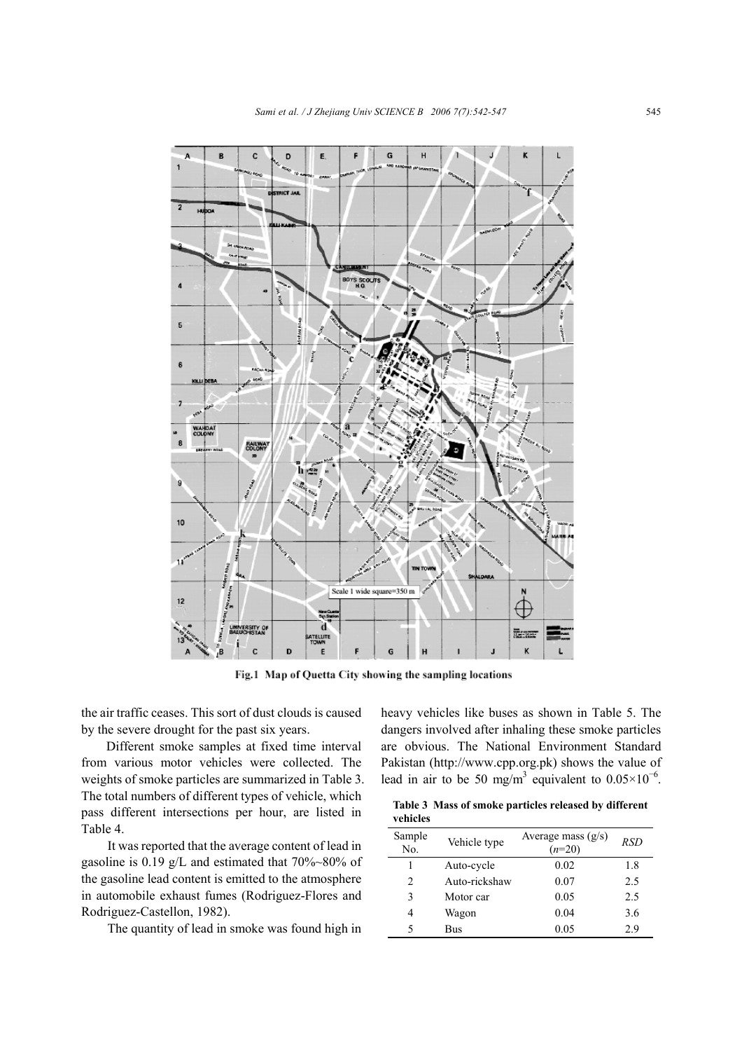Fig.1 Map of Quetta City showing the sampling locations

the air traffic ceases. This sort of dust clouds is caused by the severe drought for the past six years.

Different smoke samples at fixed time interval from various motor vehicles were collected. The weights of smoke particles are summarized in Table 3. The total numbers of different types of vehicle, which pass different intersections per hour, are listed in Table 4.

It was reported that the average content of lead in gasoline is 0.19 g/L and estimated that 70%~80% of the gasoline lead content is emitted to the atmosphere in automobile exhaust fumes (Rodriguez-Flores and Rodriguez-Castellon, 1982).

The quantity of lead in smoke was found high in heavy vehicles like buses as shown in Table 5. The dangers involved after inhaling these smoke particles are obvious. The National Environment Standard Pakistan (http://www.cpp.org.pk) shows the value of lead in air to be 50 mg/m$^3$ equivalent to $0.05\times10^{-6}$.

**Table 3 Mass of smoke particles released by different vehicles**

| Sample No. | Vehicle type | Average mass (g/s) ($n$=20) | *RSD* |
|---|---|---|---|
| 1 | Auto-cycle | 0.02 | 1.8 |
| 2 | Auto-rickshaw | 0.07 | 2.5 |
| 3 | Motor car | 0.05 | 2.5 |
| 4 | Wagon | 0.04 | 3.6 |
| 5 | Bus | 0.05 | 2.9 |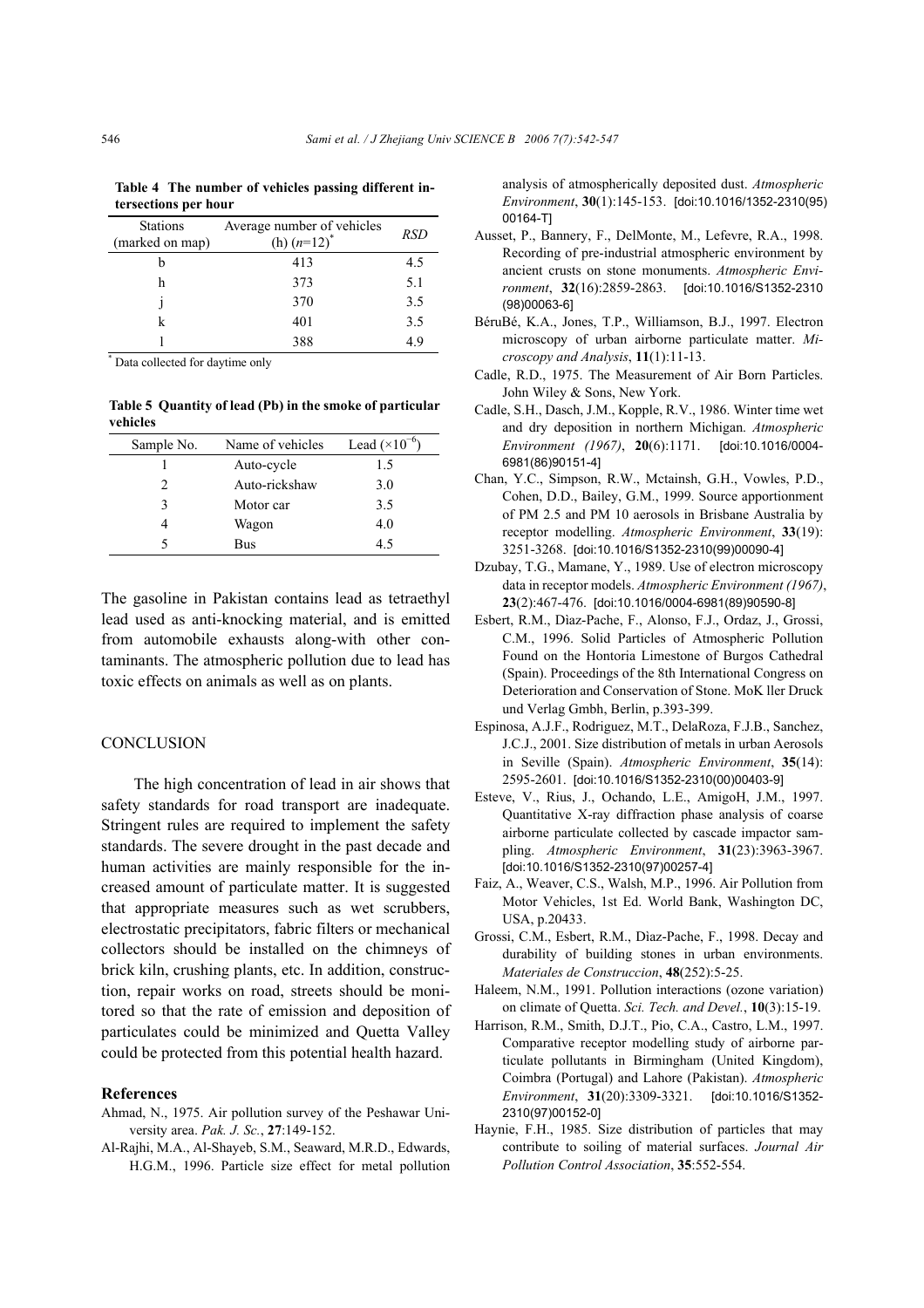**Table 4 The number of vehicles passing different intersections per hour**

| Stations (marked on map) | Average number of vehicles (h) ($n$=12)* | *RSD* |
|---|---|---|
| b | 413 | 4.5 |
| h | 373 | 5.1 |
| j | 370 | 3.5 |
| k | 401 | 3.5 |
| l | 388 | 4.9 |

\* Data collected for daytime only

**Table 5 Quantity of lead (Pb) in the smoke of particular vehicles**

| Sample No. | Name of vehicles | Lead ($\times 10^{-6}$) |
|---|---|---|
| 1 | Auto-cycle | 1.5 |
| 2 | Auto-rickshaw | 3.0 |
| 3 | Motor car | 3.5 |
| 4 | Wagon | 4.0 |
| 5 | Bus | 4.5 |

The gasoline in Pakistan contains lead as tetraethyl lead used as anti-knocking material, and is emitted from automobile exhausts along-with other contaminants. The atmospheric pollution due to lead has toxic effects on animals as well as on plants.

## CONCLUSION

The high concentration of lead in air shows that safety standards for road transport are inadequate. Stringent rules are required to implement the safety standards. The severe drought in the past decade and human activities are mainly responsible for the increased amount of particulate matter. It is suggested that appropriate measures such as wet scrubbers, electrostatic precipitators, fabric filters or mechanical collectors should be installed on the chimneys of brick kiln, crushing plants, etc. In addition, construction, repair works on road, streets should be monitored so that the rate of emission and deposition of particulates could be minimized and Quetta Valley could be protected from this potential health hazard.

## References

Ahmad, N., 1975. Air pollution survey of the Peshawar University area. *Pak. J. Sc.*, **27**:149-152.

Al-Rajhi, M.A., Al-Shayeb, S.M., Seaward, M.R.D., Edwards, H.G.M., 1996. Particle size effect for metal pollution analysis of atmospherically deposited dust. *Atmospheric Environment*, **30**(1):145-153. [doi:10.1016/1352-2310(95)00164-T]

Ausset, P., Bannery, F., DelMonte, M., Lefevre, R.A., 1998. Recording of pre-industrial atmospheric environment by ancient crusts on stone monuments. *Atmospheric Environment*, **32**(16):2859-2863. [doi:10.1016/S1352-2310(98)00063-6]

BéruBé, K.A., Jones, T.P., Williamson, B.J., 1997. Electron microscopy of urban airborne particulate matter. *Microscopy and Analysis*, **11**(1):11-13.

Cadle, R.D., 1975. The Measurement of Air Born Particles. John Wiley & Sons, New York.

Cadle, S.H., Dasch, J.M., Kopple, R.V., 1986. Winter time wet and dry deposition in northern Michigan. *Atmospheric Environment (1967)*, **20**(6):1171. [doi:10.1016/0004-6981(86)90151-4]

Chan, Y.C., Simpson, R.W., Mctainsh, G.H., Vowles, P.D., Cohen, D.D., Bailey, G.M., 1999. Source apportionment of PM 2.5 and PM 10 aerosols in Brisbane Australia by receptor modelling. *Atmospheric Environment*, **33**(19):3251-3268. [doi:10.1016/S1352-2310(99)00090-4]

Dzubay, T.G., Mamane, Y., 1989. Use of electron microscopy data in receptor models. *Atmospheric Environment (1967)*, **23**(2):467-476. [doi:10.1016/0004-6981(89)90590-8]

Esbert, R.M., Dìaz-Pache, F., Alonso, F.J., Ordaz, J., Grossi, C.M., 1996. Solid Particles of Atmospheric Pollution Found on the Hontoria Limestone of Burgos Cathedral (Spain). Proceedings of the 8th International Congress on Deterioration and Conservation of Stone. MoK ller Druck und Verlag Gmbh, Berlin, p.393-399.

Espinosa, A.J.F., Rodriguez, M.T., DelaRoza, F.J.B., Sanchez, J.C.J., 2001. Size distribution of metals in urban Aerosols in Seville (Spain). *Atmospheric Environment*, **35**(14):2595-2601. [doi:10.1016/S1352-2310(00)00403-9]

Esteve, V., Rius, J., Ochando, L.E., AmigoH, J.M., 1997. Quantitative X-ray diffraction phase analysis of coarse airborne particulate collected by cascade impactor sampling. *Atmospheric Environment*, **31**(23):3963-3967. [doi:10.1016/S1352-2310(97)00257-4]

Faiz, A., Weaver, C.S., Walsh, M.P., 1996. Air Pollution from Motor Vehicles, 1st Ed. World Bank, Washington DC, USA, p.20433.

Grossi, C.M., Esbert, R.M., Dìaz-Pache, F., 1998. Decay and durability of building stones in urban environments. *Materiales de Construccion*, **48**(252):5-25.

Haleem, N.M., 1991. Pollution interactions (ozone variation) on climate of Quetta. *Sci. Tech. and Devel.*, **10**(3):15-19.

Harrison, R.M., Smith, D.J.T., Pio, C.A., Castro, L.M., 1997. Comparative receptor modelling study of airborne particulate pollutants in Birmingham (United Kingdom), Coimbra (Portugal) and Lahore (Pakistan). *Atmospheric Environment*, **31**(20):3309-3321. [doi:10.1016/S1352-2310(97)00152-0]

Haynie, F.H., 1985. Size distribution of particles that may contribute to soiling of material surfaces. *Journal Air Pollution Control Association*, **35**:552-554.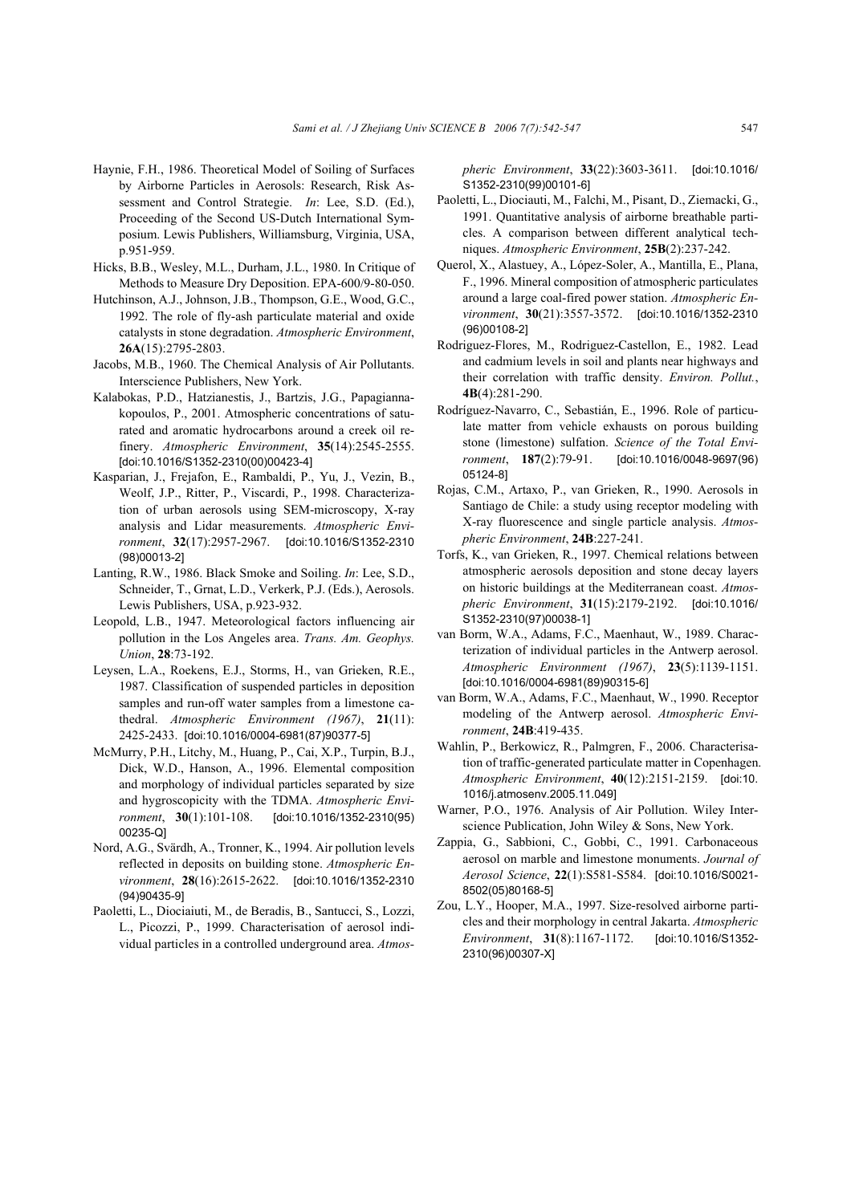Haynie, F.H., 1986. Theoretical Model of Soiling of Surfaces by Airborne Particles in Aerosols: Research, Risk Assessment and Control Strategie. *In*: Lee, S.D. (Ed.), Proceeding of the Second US-Dutch International Symposium. Lewis Publishers, Williamsburg, Virginia, USA, p.951-959.

Hicks, B.B., Wesley, M.L., Durham, J.L., 1980. In Critique of Methods to Measure Dry Deposition. EPA-600/9-80-050.

Hutchinson, A.J., Johnson, J.B., Thompson, G.E., Wood, G.C., 1992. The role of fly-ash particulate material and oxide catalysts in stone degradation. *Atmospheric Environment*, **26A**(15):2795-2803.

Jacobs, M.B., 1960. The Chemical Analysis of Air Pollutants. Interscience Publishers, New York.

Kalabokas, P.D., Hatzianestis, J., Bartzis, J.G., Papagiannakopoulos, P., 2001. Atmospheric concentrations of saturated and aromatic hydrocarbons around a creek oil refinery. *Atmospheric Environment*, **35**(14):2545-2555. [doi:10.1016/S1352-2310(00)00423-4]

Kasparian, J., Frejafon, E., Rambaldi, P., Yu, J., Vezin, B., Weolf, J.P., Ritter, P., Viscardi, P., 1998. Characterization of urban aerosols using SEM-microscopy, X-ray analysis and Lidar measurements. *Atmospheric Environment*, **32**(17):2957-2967. [doi:10.1016/S1352-2310(98)00013-2]

Lanting, R.W., 1986. Black Smoke and Soiling. *In*: Lee, S.D., Schneider, T., Grnat, L.D., Verkerk, P.J. (Eds.), Aerosols. Lewis Publishers, USA, p.923-932.

Leopold, L.B., 1947. Meteorological factors influencing air pollution in the Los Angeles area. *Trans. Am. Geophys. Union*, **28**:73-192.

Leysen, L.A., Roekens, E.J., Storms, H., van Grieken, R.E., 1987. Classification of suspended particles in deposition samples and run-off water samples from a limestone cathedral. *Atmospheric Environment (1967)*, **21**(11):2425-2433. [doi:10.1016/0004-6981(87)90377-5]

McMurry, P.H., Litchy, M., Huang, P., Cai, X.P., Turpin, B.J., Dick, W.D., Hanson, A., 1996. Elemental composition and morphology of individual particles separated by size and hygroscopicity with the TDMA. *Atmospheric Environment*, **30**(1):101-108. [doi:10.1016/1352-2310(95)00235-Q]

Nord, A.G., Svärdh, A., Tronner, K., 1994. Air pollution levels reflected in deposits on building stone. *Atmospheric Environment*, **28**(16):2615-2622. [doi:10.1016/1352-2310(94)90435-9]

Paoletti, L., Diociaiuti, M., de Beradis, B., Santucci, S., Lozzi, L., Picozzi, P., 1999. Characterisation of aerosol individual particles in a controlled underground area. *Atmospheric Environment*, **33**(22):3603-3611. [doi:10.1016/S1352-2310(99)00101-6]

Paoletti, L., Diociauti, M., Falchi, M., Pisant, D., Ziemacki, G., 1991. Quantitative analysis of airborne breathable particles. A comparison between different analytical techniques. *Atmospheric Environment*, **25B**(2):237-242.

Querol, X., Alastuey, A., López-Soler, A., Mantilla, E., Plana, F., 1996. Mineral composition of atmospheric particulates around a large coal-fired power station. *Atmospheric Environment*, **30**(21):3557-3572. [doi:10.1016/1352-2310(96)00108-2]

Rodriguez-Flores, M., Rodriguez-Castellon, E., 1982. Lead and cadmium levels in soil and plants near highways and their correlation with traffic density. *Environ. Pollut.*, **4B**(4):281-290.

Rodríguez-Navarro, C., Sebastián, E., 1996. Role of particulate matter from vehicle exhausts on porous building stone (limestone) sulfation. *Science of the Total Environment*, **187**(2):79-91. [doi:10.1016/0048-9697(96)05124-8]

Rojas, C.M., Artaxo, P., van Grieken, R., 1990. Aerosols in Santiago de Chile: a study using receptor modeling with X-ray fluorescence and single particle analysis. *Atmospheric Environment*, **24B**:227-241.

Torfs, K., van Grieken, R., 1997. Chemical relations between atmospheric aerosols deposition and stone decay layers on historic buildings at the Mediterranean coast. *Atmospheric Environment*, **31**(15):2179-2192. [doi:10.1016/S1352-2310(97)00038-1]

van Borm, W.A., Adams, F.C., Maenhaut, W., 1989. Characterization of individual particles in the Antwerp aerosol. *Atmospheric Environment (1967)*, **23**(5):1139-1151. [doi:10.1016/0004-6981(89)90315-6]

van Borm, W.A., Adams, F.C., Maenhaut, W., 1990. Receptor modeling of the Antwerp aerosol. *Atmospheric Environment*, **24B**:419-435.

Wahlin, P., Berkowicz, R., Palmgren, F., 2006. Characterisation of traffic-generated particulate matter in Copenhagen. *Atmospheric Environment*, **40**(12):2151-2159. [doi:10.1016/j.atmosenv.2005.11.049]

Warner, P.O., 1976. Analysis of Air Pollution. Wiley Interscience Publication, John Wiley & Sons, New York.

Zappia, G., Sabbioni, C., Gobbi, C., 1991. Carbonaceous aerosol on marble and limestone monuments. *Journal of Aerosol Science*, **22**(1):S581-S584. [doi:10.1016/S0021-8502(05)80168-5]

Zou, L.Y., Hooper, M.A., 1997. Size-resolved airborne particles and their morphology in central Jakarta. *Atmospheric Environment*, **31**(8):1167-1172. [doi:10.1016/S1352-2310(96)00307-X]